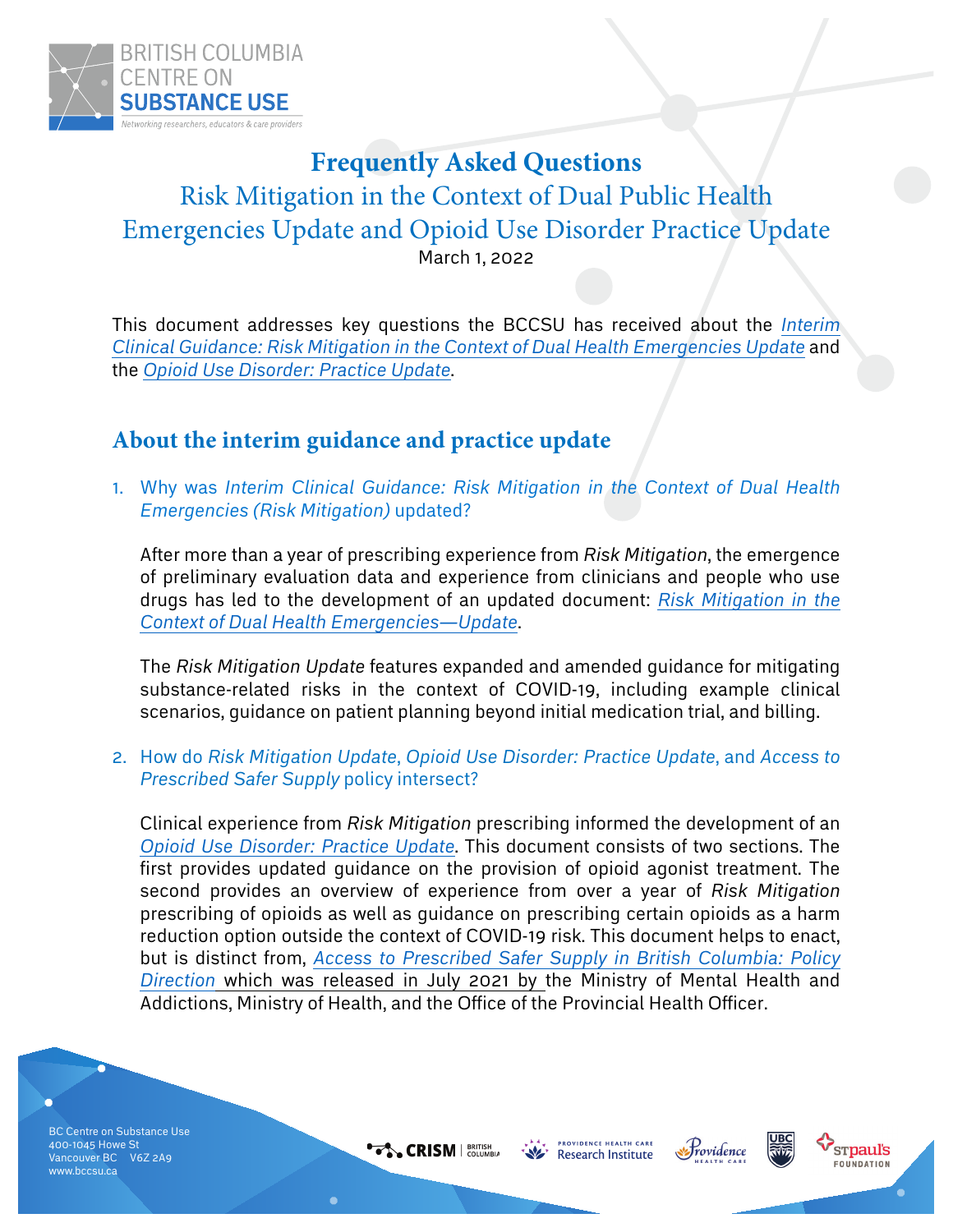# Frequently Asked Questions

## Risk Mitigation in the Context of Dual Public Health Emergencies Update and Opioid Use Disorder Practice Update

March 1, 2022

This document addresses key questions the BCCSU has received about the *Interim Clinical Guidance: Risk Mitigation in the Context of Dual Health Emergencies Update* and the *Opioid Use Disorder: Practice Update*.

## About the interim guidance and practice update

1. Why was *Interim Clinical Guidance: Risk Mitigation in the Context of Dual Health Emergencies (Risk Mitigation)* updated?

   After more than a year of prescribing experience from *Risk Mitigation*, the emergence of preliminary evaluation data and experience from clinicians and people who use drugs has led to the development of an updated document: *Risk Mitigation in the Context of Dual Health Emergencies—Update*.

   The *Risk Mitigation Update* features expanded and amended guidance for mitigating substance-related risks in the context of COVID-19, including example clinical scenarios, guidance on patient planning beyond initial medication trial, and billing.

2. How do *Risk Mitigation Update*, *Opioid Use Disorder: Practice Update*, and *Access to Prescribed Safer Supply* policy intersect?

   Clinical experience from *Risk Mitigation* prescribing informed the development of an *Opioid Use Disorder: Practice Update*. This document consists of two sections. The first provides updated guidance on the provision of opioid agonist treatment. The second provides an overview of experience from over a year of *Risk Mitigation* prescribing of opioids as well as guidance on prescribing certain opioids as a harm reduction option outside the context of COVID-19 risk. This document helps to enact, but is distinct from, *Access to Prescribed Safer Supply in British Columbia: Policy Direction* which was released in July 2021 by the Ministry of Mental Health and Addictions, Ministry of Health, and the Office of the Provincial Health Officer.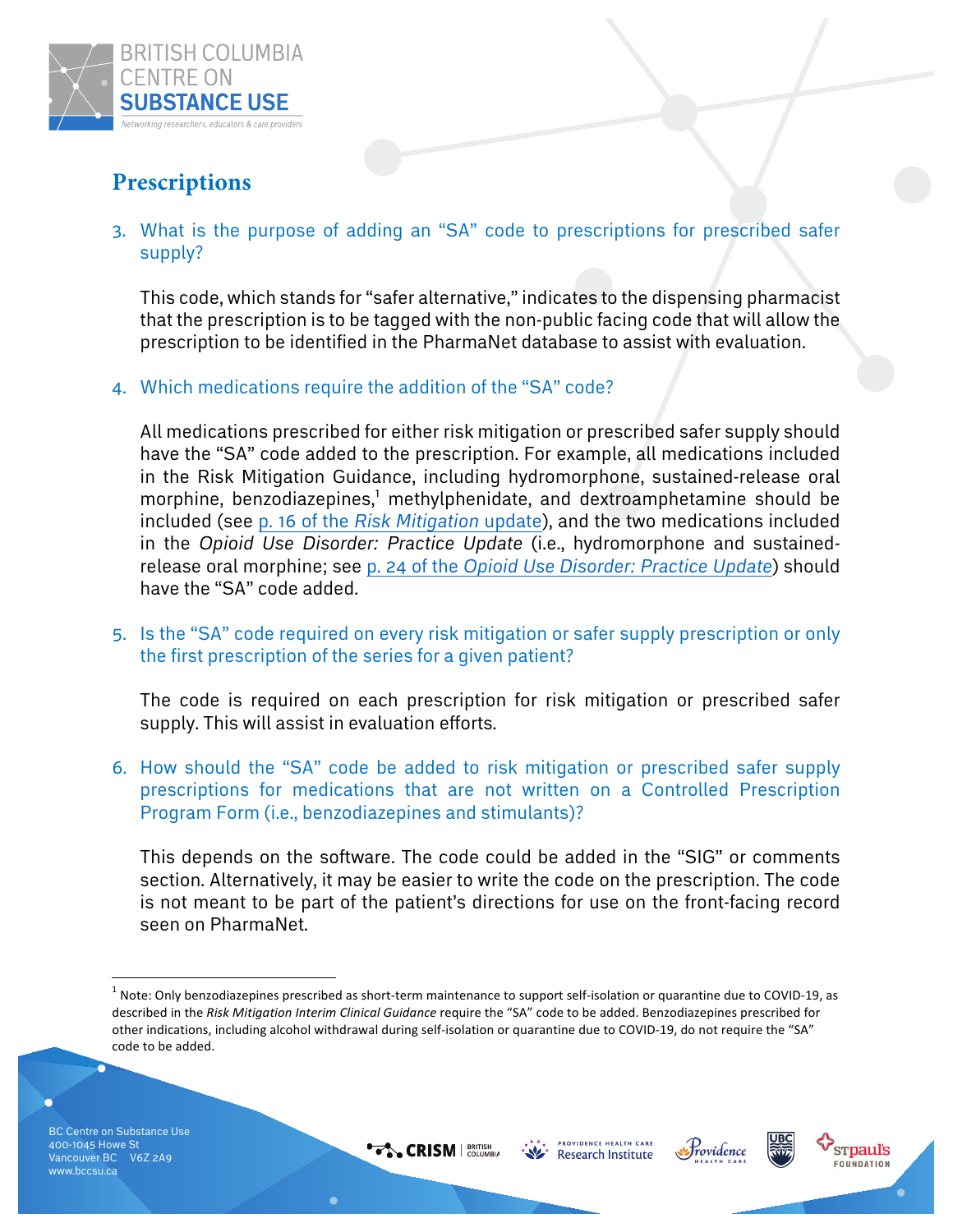## Prescriptions

3. What is the purpose of adding an "SA" code to prescriptions for prescribed safer supply?

   This code, which stands for "safer alternative," indicates to the dispensing pharmacist that the prescription is to be tagged with the non-public facing code that will allow the prescription to be identified in the PharmaNet database to assist with evaluation.

4. Which medications require the addition of the "SA" code?

   All medications prescribed for either risk mitigation or prescribed safer supply should have the "SA" code added to the prescription. For example, all medications included in the Risk Mitigation Guidance, including hydromorphone, sustained-release oral morphine, benzodiazepines,[1] methylphenidate, and dextroamphetamine should be included (see p. 16 of the *Risk Mitigation* update), and the two medications included in the *Opioid Use Disorder: Practice Update* (i.e., hydromorphone and sustained-release oral morphine; see p. 24 of the *Opioid Use Disorder: Practice Update*) should have the "SA" code added.

5. Is the "SA" code required on every risk mitigation or safer supply prescription or only the first prescription of the series for a given patient?

   The code is required on each prescription for risk mitigation or prescribed safer supply. This will assist in evaluation efforts.

6. How should the "SA" code be added to risk mitigation or prescribed safer supply prescriptions for medications that are not written on a Controlled Prescription Program Form (i.e., benzodiazepines and stimulants)?

   This depends on the software. The code could be added in the "SIG" or comments section. Alternatively, it may be easier to write the code on the prescription. The code is not meant to be part of the patient's directions for use on the front-facing record seen on PharmaNet.

---

[1] Note: Only benzodiazepines prescribed as short-term maintenance to support self-isolation or quarantine due to COVID-19, as described in the *Risk Mitigation Interim Clinical Guidance* require the "SA" code to be added. Benzodiazepines prescribed for other indications, including alcohol withdrawal during self-isolation or quarantine due to COVID-19, do not require the "SA" code to be added.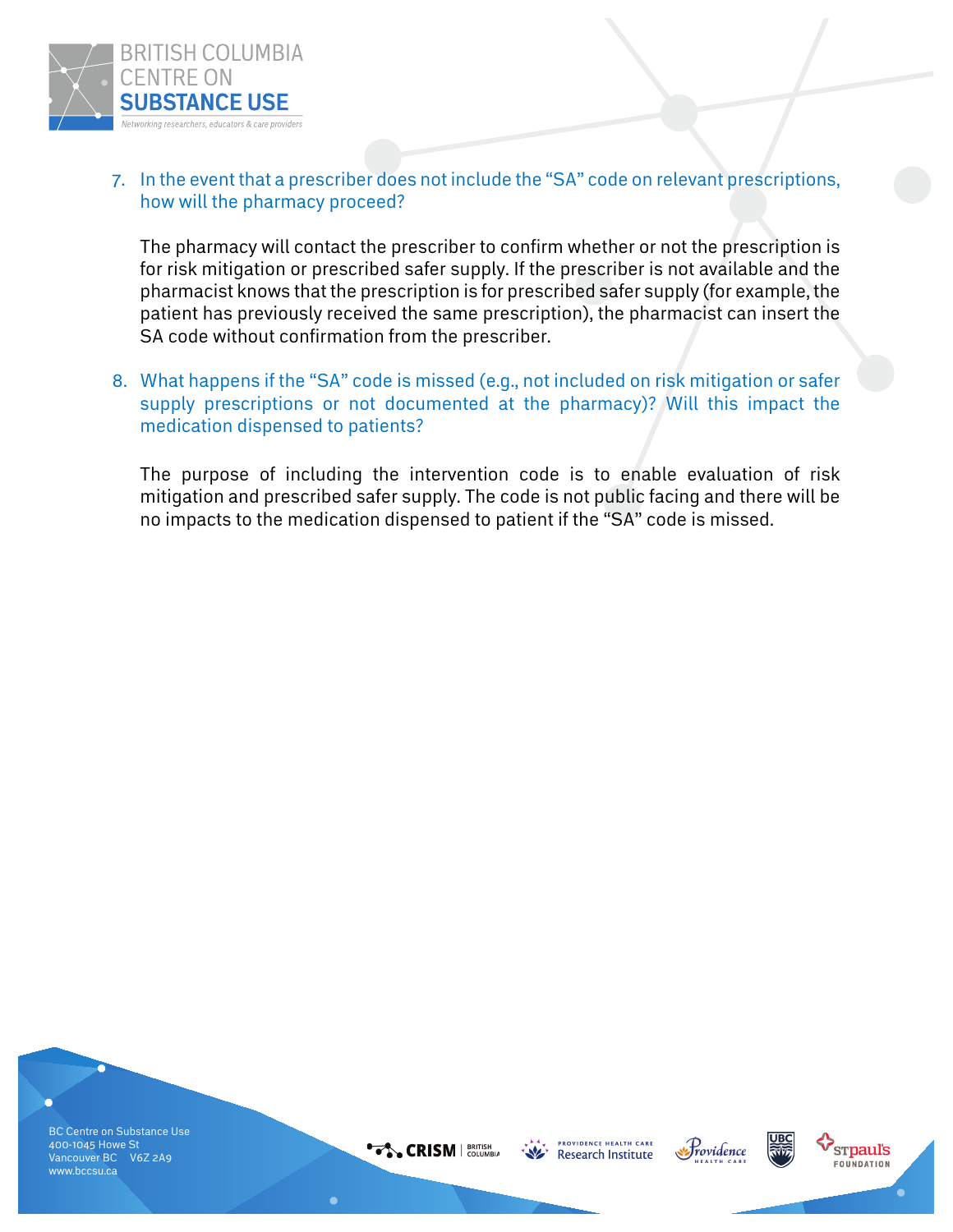7. In the event that a prescriber does not include the "SA" code on relevant prescriptions, how will the pharmacy proceed?

   The pharmacy will contact the prescriber to confirm whether or not the prescription is for risk mitigation or prescribed safer supply. If the prescriber is not available and the pharmacist knows that the prescription is for prescribed safer supply (for example, the patient has previously received the same prescription), the pharmacist can insert the SA code without confirmation from the prescriber.

8. What happens if the "SA" code is missed (e.g., not included on risk mitigation or safer supply prescriptions or not documented at the pharmacy)? Will this impact the medication dispensed to patients?

   The purpose of including the intervention code is to enable evaluation of risk mitigation and prescribed safer supply. The code is not public facing and there will be no impacts to the medication dispensed to patient if the "SA" code is missed.